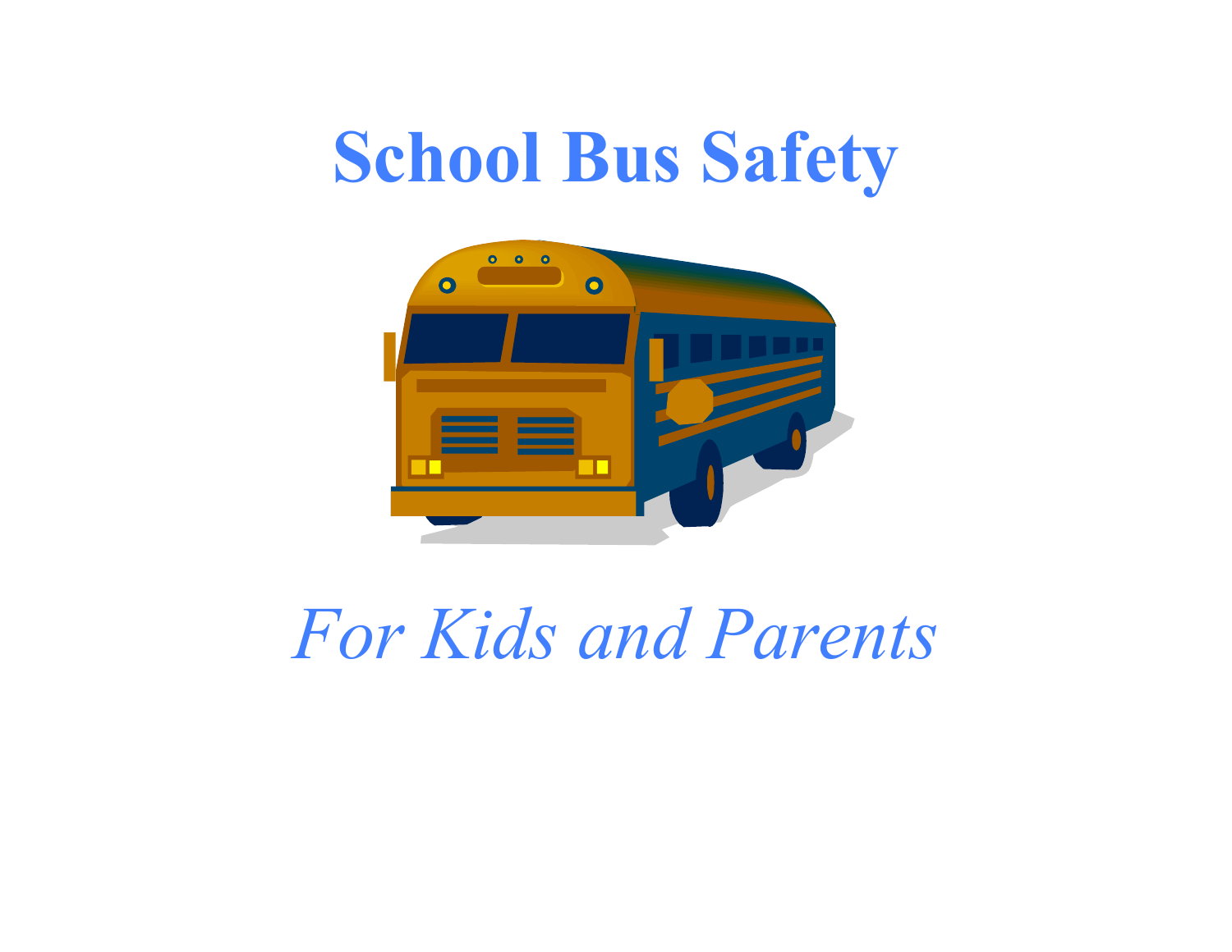# School Bus Safety

*For Kids and Parents*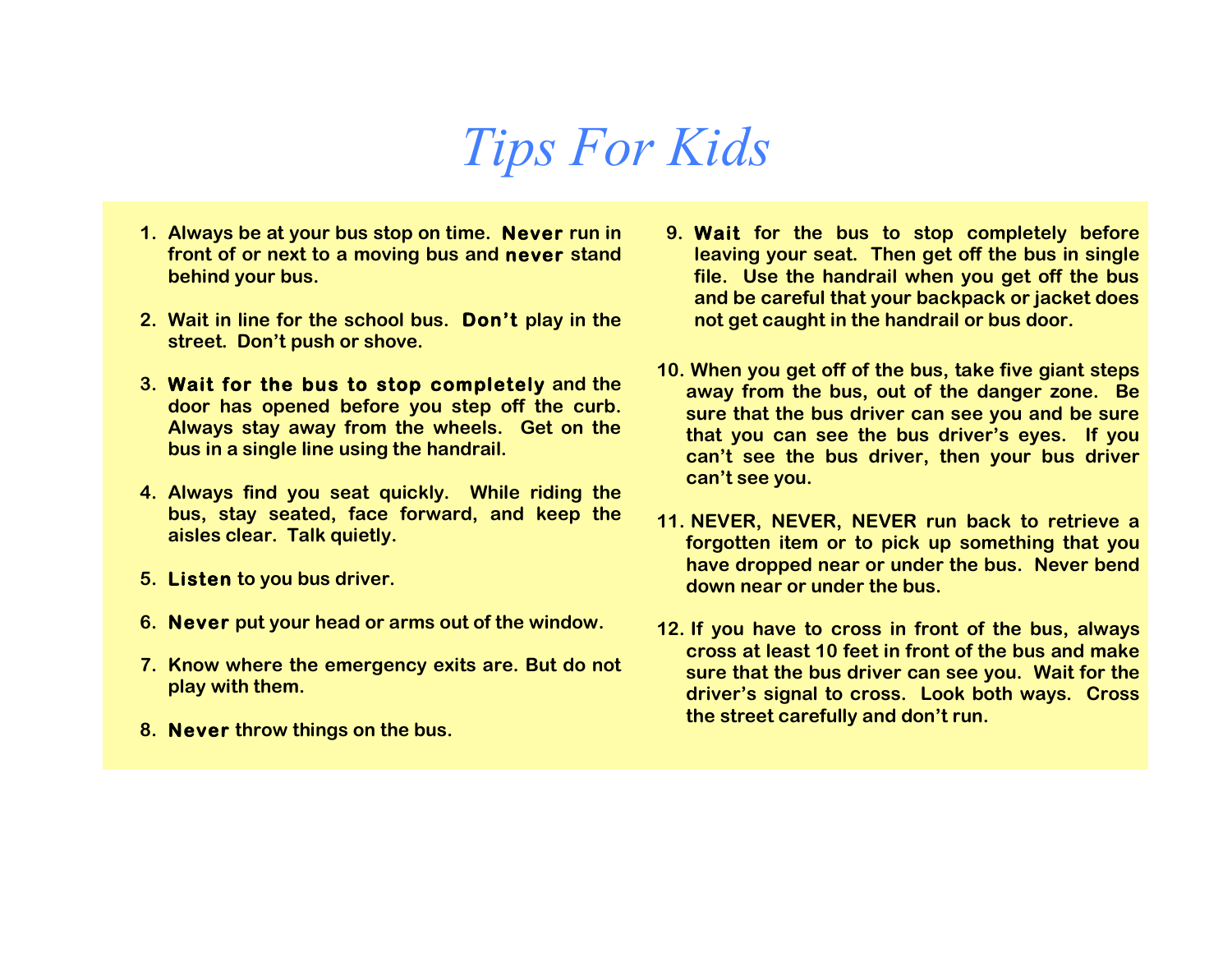# Tips For Kids

1. Always be at your bus stop on time. **Never** run in front of or next to a moving bus and **never** stand behind your bus.

2. Wait in line for the school bus. **Don't** play in the street. Don't push or shove.

3. **Wait for the bus to stop completely** and the door has opened before you step off the curb. Always stay away from the wheels. Get on the bus in a single line using the handrail.

4. Always find you seat quickly. While riding the bus, stay seated, face forward, and keep the aisles clear. Talk quietly.

5. **Listen** to you bus driver.

6. **Never** put your head or arms out of the window.

7. Know where the emergency exits are. But do not play with them.

8. **Never** throw things on the bus.

9. **Wait** for the bus to stop completely before leaving your seat. Then get off the bus in single file. Use the handrail when you get off the bus and be careful that your backpack or jacket does not get caught in the handrail or bus door.

10. When you get off of the bus, take five giant steps away from the bus, out of the danger zone. Be sure that the bus driver can see you and be sure that you can see the bus driver's eyes. If you can't see the bus driver, then your bus driver can't see you.

11. NEVER, NEVER, NEVER run back to retrieve a forgotten item or to pick up something that you have dropped near or under the bus. Never bend down near or under the bus.

12. If you have to cross in front of the bus, always cross at least 10 feet in front of the bus and make sure that the bus driver can see you. Wait for the driver's signal to cross. Look both ways. Cross the street carefully and don't run.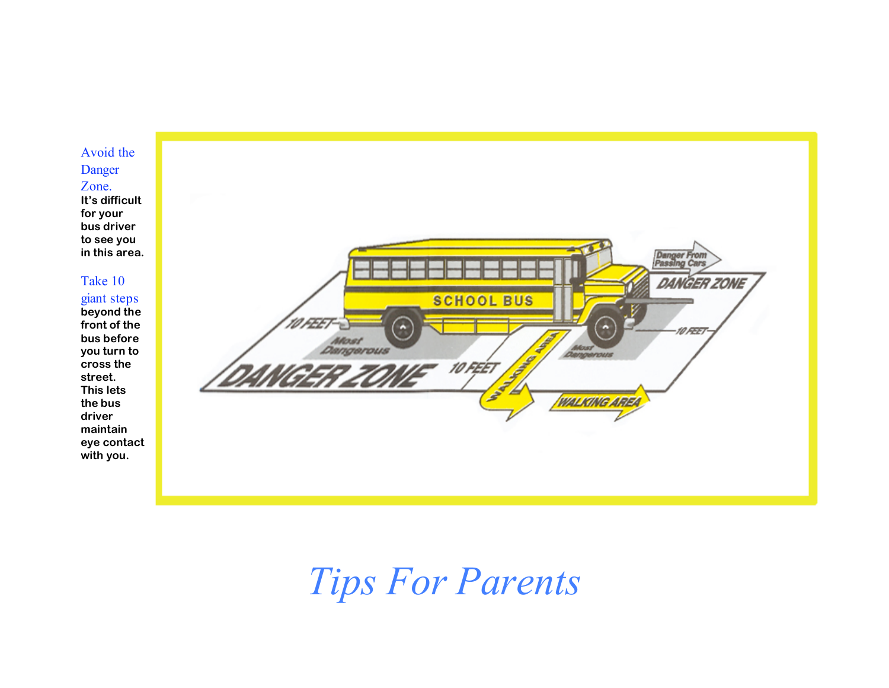Avoid the Danger Zone.

**It's difficult for your bus driver to see you in this area.**

Take 10 giant steps

**beyond the front of the bus before you turn to cross the street. This lets the bus driver maintain eye contact with you.**

*Tips For Parents*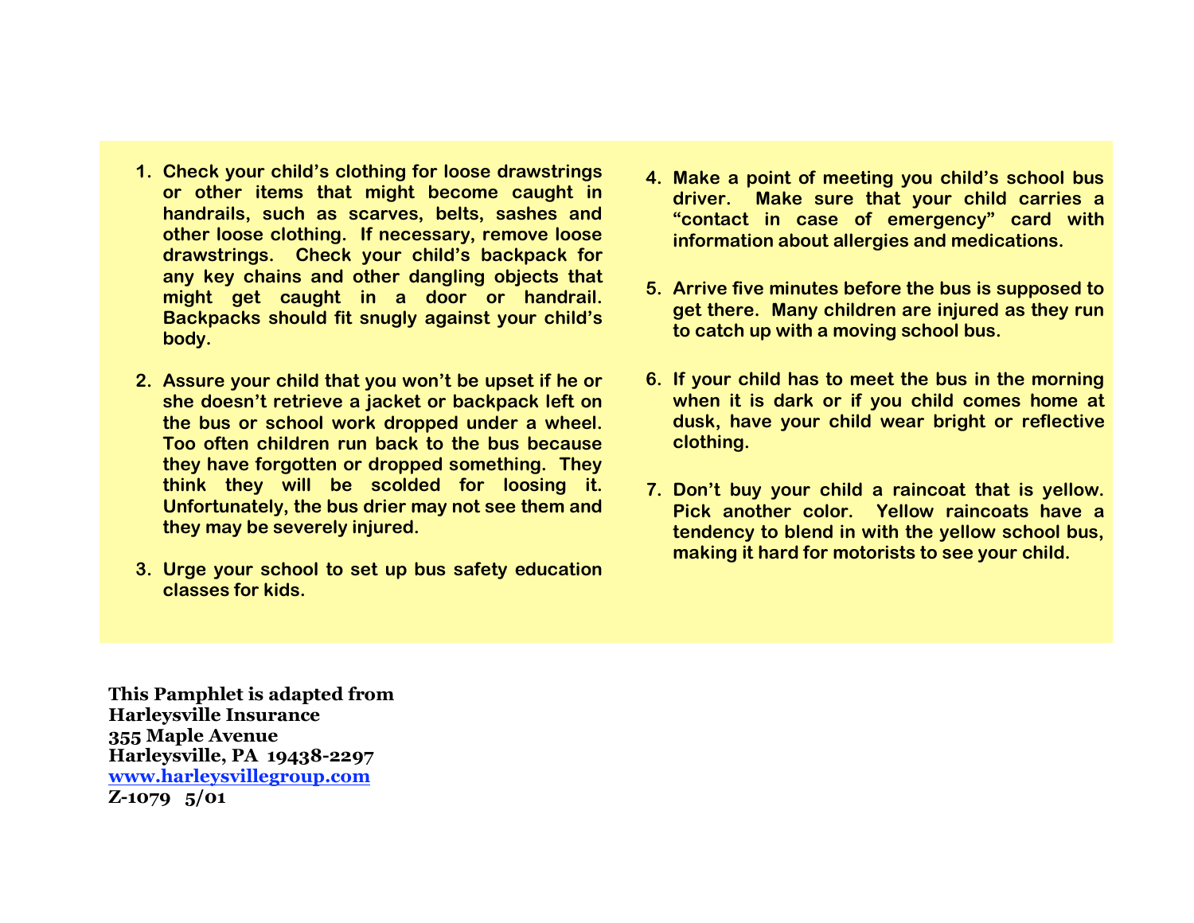1. **Check your child's clothing for loose drawstrings or other items that might become caught in handrails, such as scarves, belts, sashes and other loose clothing. If necessary, remove loose drawstrings. Check your child's backpack for any key chains and other dangling objects that might get caught in a door or handrail. Backpacks should fit snugly against your child's body.**

2. **Assure your child that you won't be upset if he or she doesn't retrieve a jacket or backpack left on the bus or school work dropped under a wheel. Too often children run back to the bus because they have forgotten or dropped something. They think they will be scolded for loosing it. Unfortunately, the bus drier may not see them and they may be severely injured.**

3. **Urge your school to set up bus safety education classes for kids.**

4. **Make a point of meeting you child's school bus driver. Make sure that your child carries a "contact in case of emergency" card with information about allergies and medications.**

5. **Arrive five minutes before the bus is supposed to get there. Many children are injured as they run to catch up with a moving school bus.**

6. **If your child has to meet the bus in the morning when it is dark or if you child comes home at dusk, have your child wear bright or reflective clothing.**

7. **Don't buy your child a raincoat that is yellow. Pick another color. Yellow raincoats have a tendency to blend in with the yellow school bus, making it hard for motorists to see your child.**

**This Pamphlet is adapted from**
**Harleysville Insurance**
**355 Maple Avenue**
**Harleysville, PA 19438-2297**
**[www.harleysvillegroup.com](http://www.harleysvillegroup.com)**
**Z-1079 5/01**